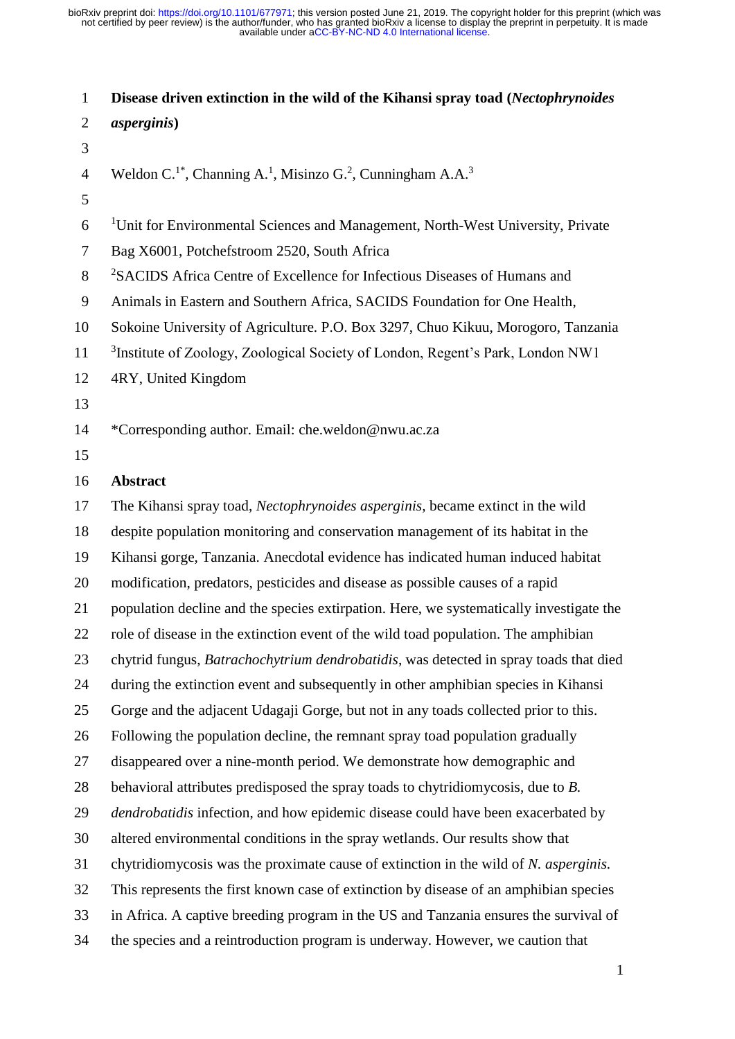# Disease driven extinction in the wild of the Kihansi spray toad (*Nectophrynoides asperginis*)

Weldon C.[1*], Channing A.[1], Misinzo G.[2], Cunningham A.A.[3]

[1]Unit for Environmental Sciences and Management, North-West University, Private Bag X6001, Potchefstroom 2520, South Africa

[2]SACIDS Africa Centre of Excellence for Infectious Diseases of Humans and Animals in Eastern and Southern Africa, SACIDS Foundation for One Health, Sokoine University of Agriculture. P.O. Box 3297, Chuo Kikuu, Morogoro, Tanzania

[3]Institute of Zoology, Zoological Society of London, Regent's Park, London NW1 4RY, United Kingdom

*Corresponding author. Email: che.weldon@nwu.ac.za

## Abstract

The Kihansi spray toad, *Nectophrynoides asperginis,* became extinct in the wild despite population monitoring and conservation management of its habitat in the Kihansi gorge, Tanzania. Anecdotal evidence has indicated human induced habitat modification, predators, pesticides and disease as possible causes of a rapid population decline and the species extirpation. Here, we systematically investigate the role of disease in the extinction event of the wild toad population. The amphibian chytrid fungus, *Batrachochytrium dendrobatidis*, was detected in spray toads that died during the extinction event and subsequently in other amphibian species in Kihansi Gorge and the adjacent Udagaji Gorge, but not in any toads collected prior to this. Following the population decline, the remnant spray toad population gradually disappeared over a nine-month period. We demonstrate how demographic and behavioral attributes predisposed the spray toads to chytridiomycosis, due to *B. dendrobatidis* infection, and how epidemic disease could have been exacerbated by altered environmental conditions in the spray wetlands. Our results show that chytridiomycosis was the proximate cause of extinction in the wild of *N. asperginis.* This represents the first known case of extinction by disease of an amphibian species in Africa. A captive breeding program in the US and Tanzania ensures the survival of the species and a reintroduction program is underway. However, we caution that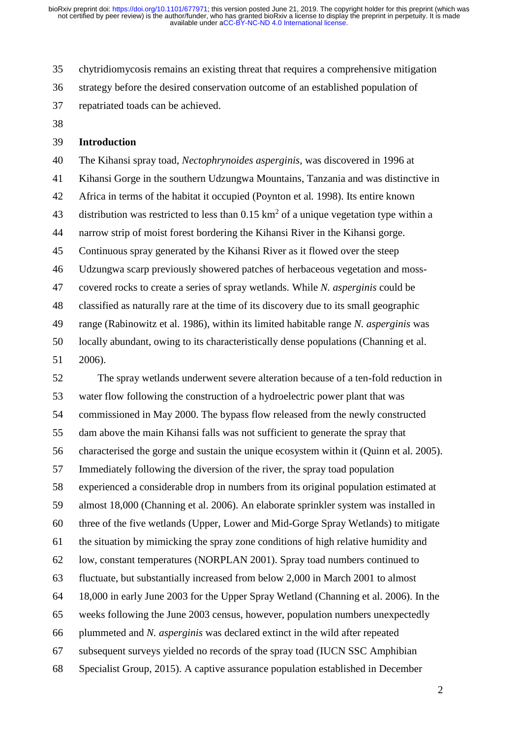chytridiomycosis remains an existing threat that requires a comprehensive mitigation strategy before the desired conservation outcome of an established population of repatriated toads can be achieved.

## Introduction

The Kihansi spray toad, *Nectophrynoides asperginis*, was discovered in 1996 at Kihansi Gorge in the southern Udzungwa Mountains, Tanzania and was distinctive in Africa in terms of the habitat it occupied (Poynton et al. 1998). Its entire known distribution was restricted to less than 0.15 km$^2$ of a unique vegetation type within a narrow strip of moist forest bordering the Kihansi River in the Kihansi gorge. Continuous spray generated by the Kihansi River as it flowed over the steep Udzungwa scarp previously showered patches of herbaceous vegetation and moss-covered rocks to create a series of spray wetlands. While *N. asperginis* could be classified as naturally rare at the time of its discovery due to its small geographic range (Rabinowitz et al. 1986), within its limited habitable range *N. asperginis* was locally abundant, owing to its characteristically dense populations (Channing et al. 2006).

The spray wetlands underwent severe alteration because of a ten-fold reduction in water flow following the construction of a hydroelectric power plant that was commissioned in May 2000. The bypass flow released from the newly constructed dam above the main Kihansi falls was not sufficient to generate the spray that characterised the gorge and sustain the unique ecosystem within it (Quinn et al. 2005). Immediately following the diversion of the river, the spray toad population experienced a considerable drop in numbers from its original population estimated at almost 18,000 (Channing et al. 2006). An elaborate sprinkler system was installed in three of the five wetlands (Upper, Lower and Mid-Gorge Spray Wetlands) to mitigate the situation by mimicking the spray zone conditions of high relative humidity and low, constant temperatures (NORPLAN 2001). Spray toad numbers continued to fluctuate, but substantially increased from below 2,000 in March 2001 to almost 18,000 in early June 2003 for the Upper Spray Wetland (Channing et al. 2006). In the weeks following the June 2003 census, however, population numbers unexpectedly plummeted and *N. asperginis* was declared extinct in the wild after repeated subsequent surveys yielded no records of the spray toad (IUCN SSC Amphibian Specialist Group, 2015). A captive assurance population established in December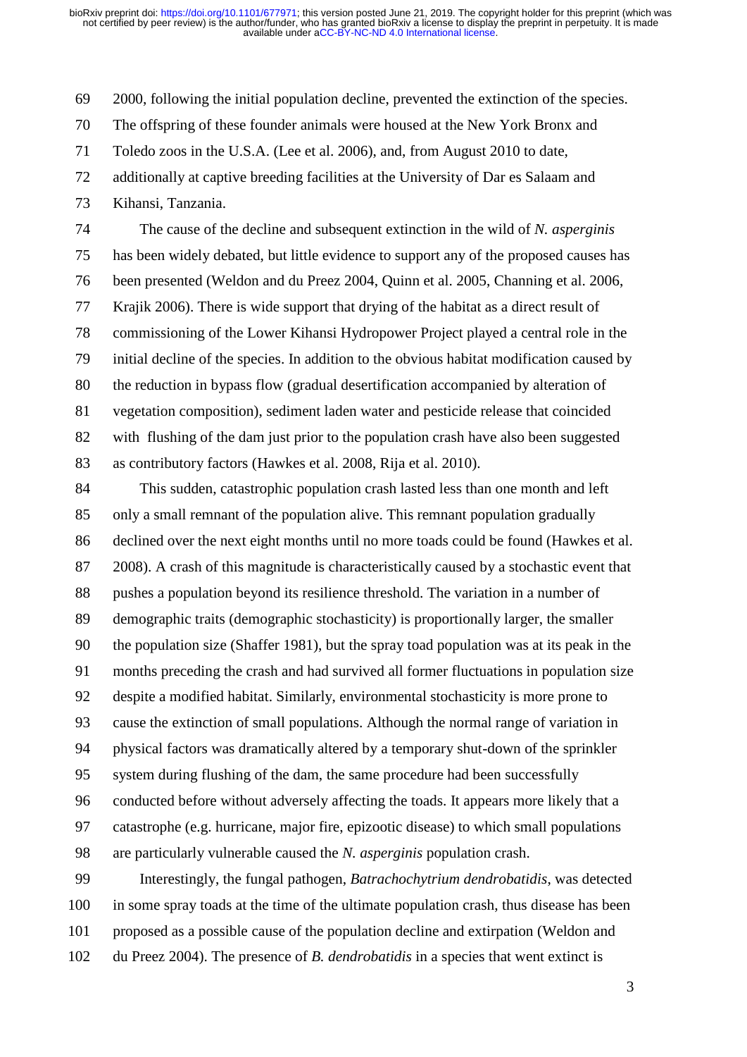2000, following the initial population decline, prevented the extinction of the species. The offspring of these founder animals were housed at the New York Bronx and Toledo zoos in the U.S.A. (Lee et al. 2006), and, from August 2010 to date, additionally at captive breeding facilities at the University of Dar es Salaam and Kihansi, Tanzania.

The cause of the decline and subsequent extinction in the wild of *N. asperginis* has been widely debated, but little evidence to support any of the proposed causes has been presented (Weldon and du Preez 2004, Quinn et al. 2005, Channing et al. 2006, Krajik 2006). There is wide support that drying of the habitat as a direct result of commissioning of the Lower Kihansi Hydropower Project played a central role in the initial decline of the species. In addition to the obvious habitat modification caused by the reduction in bypass flow (gradual desertification accompanied by alteration of vegetation composition), sediment laden water and pesticide release that coincided with flushing of the dam just prior to the population crash have also been suggested as contributory factors (Hawkes et al. 2008, Rija et al. 2010).

This sudden, catastrophic population crash lasted less than one month and left only a small remnant of the population alive. This remnant population gradually declined over the next eight months until no more toads could be found (Hawkes et al. 2008). A crash of this magnitude is characteristically caused by a stochastic event that pushes a population beyond its resilience threshold. The variation in a number of demographic traits (demographic stochasticity) is proportionally larger, the smaller the population size (Shaffer 1981), but the spray toad population was at its peak in the months preceding the crash and had survived all former fluctuations in population size despite a modified habitat. Similarly, environmental stochasticity is more prone to cause the extinction of small populations. Although the normal range of variation in physical factors was dramatically altered by a temporary shut-down of the sprinkler system during flushing of the dam, the same procedure had been successfully conducted before without adversely affecting the toads. It appears more likely that a catastrophe (e.g. hurricane, major fire, epizootic disease) to which small populations are particularly vulnerable caused the *N. asperginis* population crash.

Interestingly, the fungal pathogen, *Batrachochytrium dendrobatidis*, was detected in some spray toads at the time of the ultimate population crash, thus disease has been proposed as a possible cause of the population decline and extirpation (Weldon and du Preez 2004). The presence of *B. dendrobatidis* in a species that went extinct is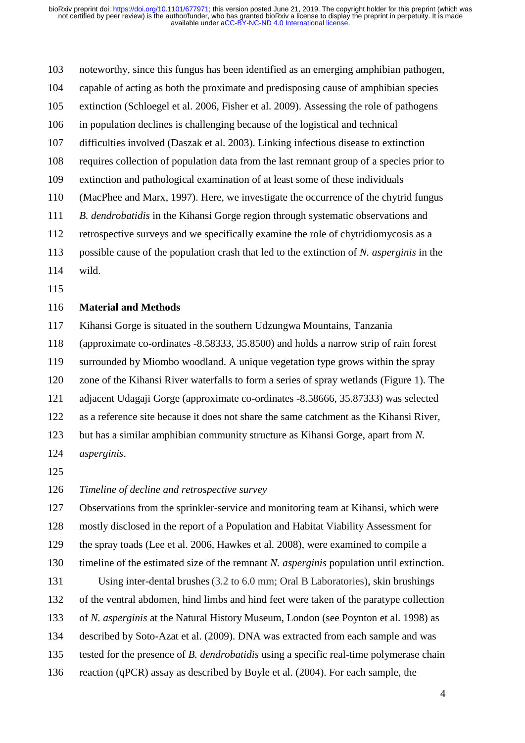noteworthy, since this fungus has been identified as an emerging amphibian pathogen, capable of acting as both the proximate and predisposing cause of amphibian species extinction (Schloegel et al. 2006, Fisher et al. 2009). Assessing the role of pathogens in population declines is challenging because of the logistical and technical difficulties involved (Daszak et al. 2003). Linking infectious disease to extinction requires collection of population data from the last remnant group of a species prior to extinction and pathological examination of at least some of these individuals (MacPhee and Marx, 1997). Here, we investigate the occurrence of the chytrid fungus *B. dendrobatidis* in the Kihansi Gorge region through systematic observations and retrospective surveys and we specifically examine the role of chytridiomycosis as a possible cause of the population crash that led to the extinction of *N. asperginis* in the wild.

## Material and Methods

Kihansi Gorge is situated in the southern Udzungwa Mountains, Tanzania (approximate co-ordinates -8.58333, 35.8500) and holds a narrow strip of rain forest surrounded by Miombo woodland. A unique vegetation type grows within the spray zone of the Kihansi River waterfalls to form a series of spray wetlands (Figure 1). The adjacent Udagaji Gorge (approximate co-ordinates -8.58666, 35.87333) was selected as a reference site because it does not share the same catchment as the Kihansi River, but has a similar amphibian community structure as Kihansi Gorge, apart from *N. asperginis*.

### *Timeline of decline and retrospective survey*

Observations from the sprinkler-service and monitoring team at Kihansi, which were mostly disclosed in the report of a Population and Habitat Viability Assessment for the spray toads (Lee et al. 2006, Hawkes et al. 2008), were examined to compile a timeline of the estimated size of the remnant *N. asperginis* population until extinction.

Using inter-dental brushes (3.2 to 6.0 mm; Oral B Laboratories), skin brushings of the ventral abdomen, hind limbs and hind feet were taken of the paratype collection of *N. asperginis* at the Natural History Museum, London (see Poynton et al. 1998) as described by Soto-Azat et al. (2009). DNA was extracted from each sample and was tested for the presence of *B. dendrobatidis* using a specific real-time polymerase chain reaction (qPCR) assay as described by Boyle et al. (2004). For each sample, the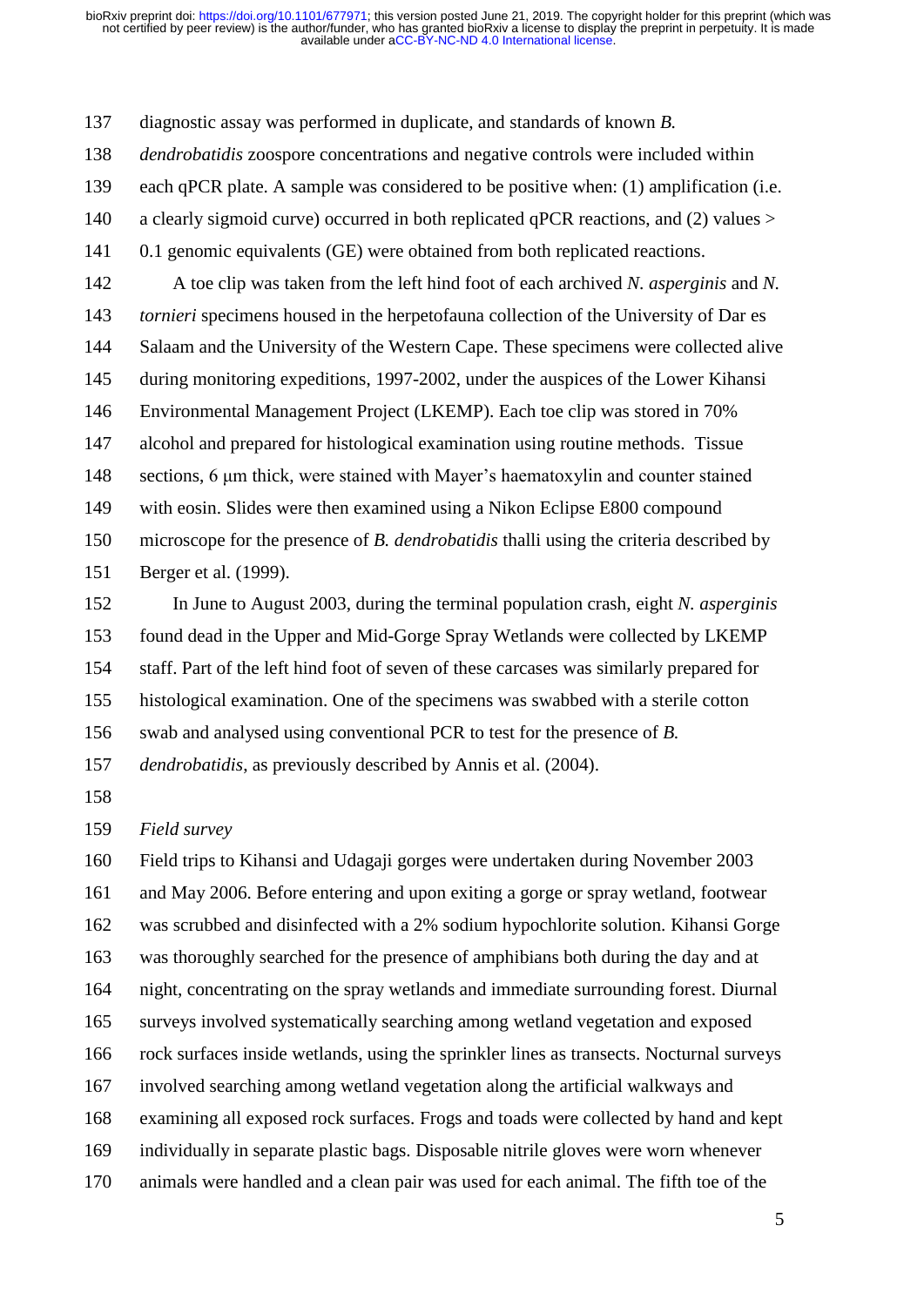diagnostic assay was performed in duplicate, and standards of known *B. dendrobatidis* zoospore concentrations and negative controls were included within each qPCR plate. A sample was considered to be positive when: (1) amplification (i.e. a clearly sigmoid curve) occurred in both replicated qPCR reactions, and (2) values > 0.1 genomic equivalents (GE) were obtained from both replicated reactions.

A toe clip was taken from the left hind foot of each archived *N. asperginis* and *N. tornieri* specimens housed in the herpetofauna collection of the University of Dar es Salaam and the University of the Western Cape. These specimens were collected alive during monitoring expeditions, 1997-2002, under the auspices of the Lower Kihansi Environmental Management Project (LKEMP). Each toe clip was stored in 70% alcohol and prepared for histological examination using routine methods. Tissue sections, 6 µm thick, were stained with Mayer's haematoxylin and counter stained with eosin. Slides were then examined using a Nikon Eclipse E800 compound microscope for the presence of *B. dendrobatidis* thalli using the criteria described by Berger et al. (1999).

In June to August 2003, during the terminal population crash, eight *N. asperginis* found dead in the Upper and Mid-Gorge Spray Wetlands were collected by LKEMP staff. Part of the left hind foot of seven of these carcases was similarly prepared for histological examination. One of the specimens was swabbed with a sterile cotton swab and analysed using conventional PCR to test for the presence of *B. dendrobatidis*, as previously described by Annis et al. (2004).

*Field survey*

Field trips to Kihansi and Udagaji gorges were undertaken during November 2003 and May 2006. Before entering and upon exiting a gorge or spray wetland, footwear was scrubbed and disinfected with a 2% sodium hypochlorite solution. Kihansi Gorge was thoroughly searched for the presence of amphibians both during the day and at night, concentrating on the spray wetlands and immediate surrounding forest. Diurnal surveys involved systematically searching among wetland vegetation and exposed rock surfaces inside wetlands, using the sprinkler lines as transects. Nocturnal surveys involved searching among wetland vegetation along the artificial walkways and examining all exposed rock surfaces. Frogs and toads were collected by hand and kept individually in separate plastic bags. Disposable nitrile gloves were worn whenever animals were handled and a clean pair was used for each animal. The fifth toe of the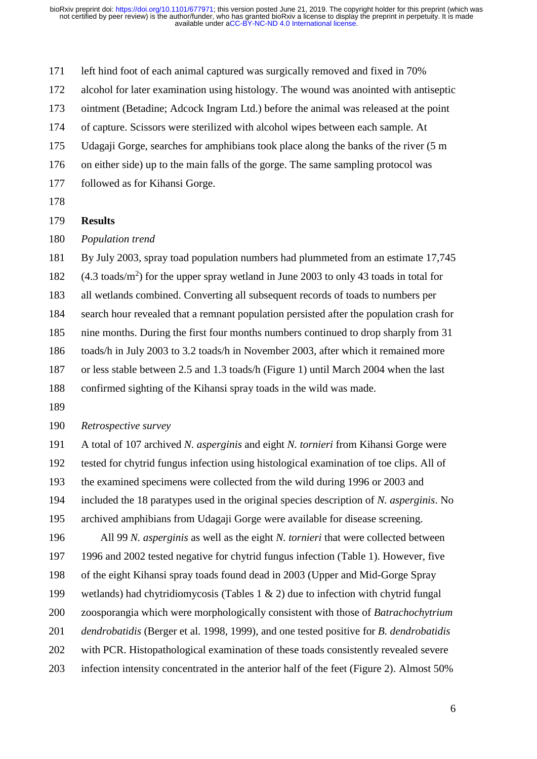left hind foot of each animal captured was surgically removed and fixed in 70% alcohol for later examination using histology. The wound was anointed with antiseptic ointment (Betadine; Adcock Ingram Ltd.) before the animal was released at the point of capture. Scissors were sterilized with alcohol wipes between each sample. At Udagaji Gorge, searches for amphibians took place along the banks of the river (5 m on either side) up to the main falls of the gorge. The same sampling protocol was followed as for Kihansi Gorge.

## Results

### *Population trend*

By July 2003, spray toad population numbers had plummeted from an estimate 17,745 (4.3 toads/$m^2$) for the upper spray wetland in June 2003 to only 43 toads in total for all wetlands combined. Converting all subsequent records of toads to numbers per search hour revealed that a remnant population persisted after the population crash for nine months. During the first four months numbers continued to drop sharply from 31 toads/h in July 2003 to 3.2 toads/h in November 2003, after which it remained more or less stable between 2.5 and 1.3 toads/h (Figure 1) until March 2004 when the last confirmed sighting of the Kihansi spray toads in the wild was made.

### *Retrospective survey*

A total of 107 archived *N. asperginis* and eight *N. tornieri* from Kihansi Gorge were tested for chytrid fungus infection using histological examination of toe clips. All of the examined specimens were collected from the wild during 1996 or 2003 and included the 18 paratypes used in the original species description of *N. asperginis*. No archived amphibians from Udagaji Gorge were available for disease screening.

All 99 *N. asperginis* as well as the eight *N. tornieri* that were collected between 1996 and 2002 tested negative for chytrid fungus infection (Table 1). However, five of the eight Kihansi spray toads found dead in 2003 (Upper and Mid-Gorge Spray wetlands) had chytridiomycosis (Tables 1 & 2) due to infection with chytrid fungal zoosporangia which were morphologically consistent with those of *Batrachochytrium dendrobatidis* (Berger et al. 1998, 1999), and one tested positive for *B. dendrobatidis* with PCR. Histopathological examination of these toads consistently revealed severe infection intensity concentrated in the anterior half of the feet (Figure 2). Almost 50%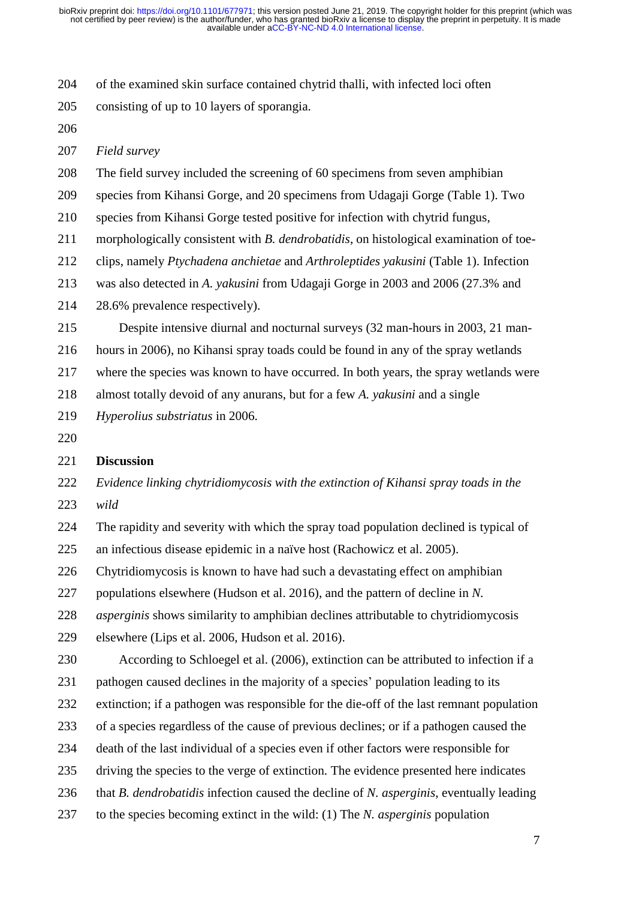of the examined skin surface contained chytrid thalli, with infected loci often consisting of up to 10 layers of sporangia.

*Field survey*

The field survey included the screening of 60 specimens from seven amphibian species from Kihansi Gorge, and 20 specimens from Udagaji Gorge (Table 1). Two species from Kihansi Gorge tested positive for infection with chytrid fungus, morphologically consistent with *B. dendrobatidis*, on histological examination of toe-clips, namely *Ptychadena anchietae* and *Arthroleptides yakusini* (Table 1). Infection was also detected in *A. yakusini* from Udagaji Gorge in 2003 and 2006 (27.3% and 28.6% prevalence respectively).

Despite intensive diurnal and nocturnal surveys (32 man-hours in 2003, 21 man-hours in 2006), no Kihansi spray toads could be found in any of the spray wetlands where the species was known to have occurred. In both years, the spray wetlands were almost totally devoid of any anurans, but for a few *A. yakusini* and a single *Hyperolius substriatus* in 2006.

## Discussion

*Evidence linking chytridiomycosis with the extinction of Kihansi spray toads in the wild*

The rapidity and severity with which the spray toad population declined is typical of an infectious disease epidemic in a naïve host (Rachowicz et al. 2005). Chytridiomycosis is known to have had such a devastating effect on amphibian populations elsewhere (Hudson et al. 2016), and the pattern of decline in *N. asperginis* shows similarity to amphibian declines attributable to chytridiomycosis elsewhere (Lips et al. 2006, Hudson et al. 2016).

According to Schloegel et al. (2006), extinction can be attributed to infection if a pathogen caused declines in the majority of a species' population leading to its extinction; if a pathogen was responsible for the die-off of the last remnant population of a species regardless of the cause of previous declines; or if a pathogen caused the death of the last individual of a species even if other factors were responsible for driving the species to the verge of extinction. The evidence presented here indicates that *B. dendrobatidis* infection caused the decline of *N. asperginis*, eventually leading to the species becoming extinct in the wild: (1) The *N. asperginis* population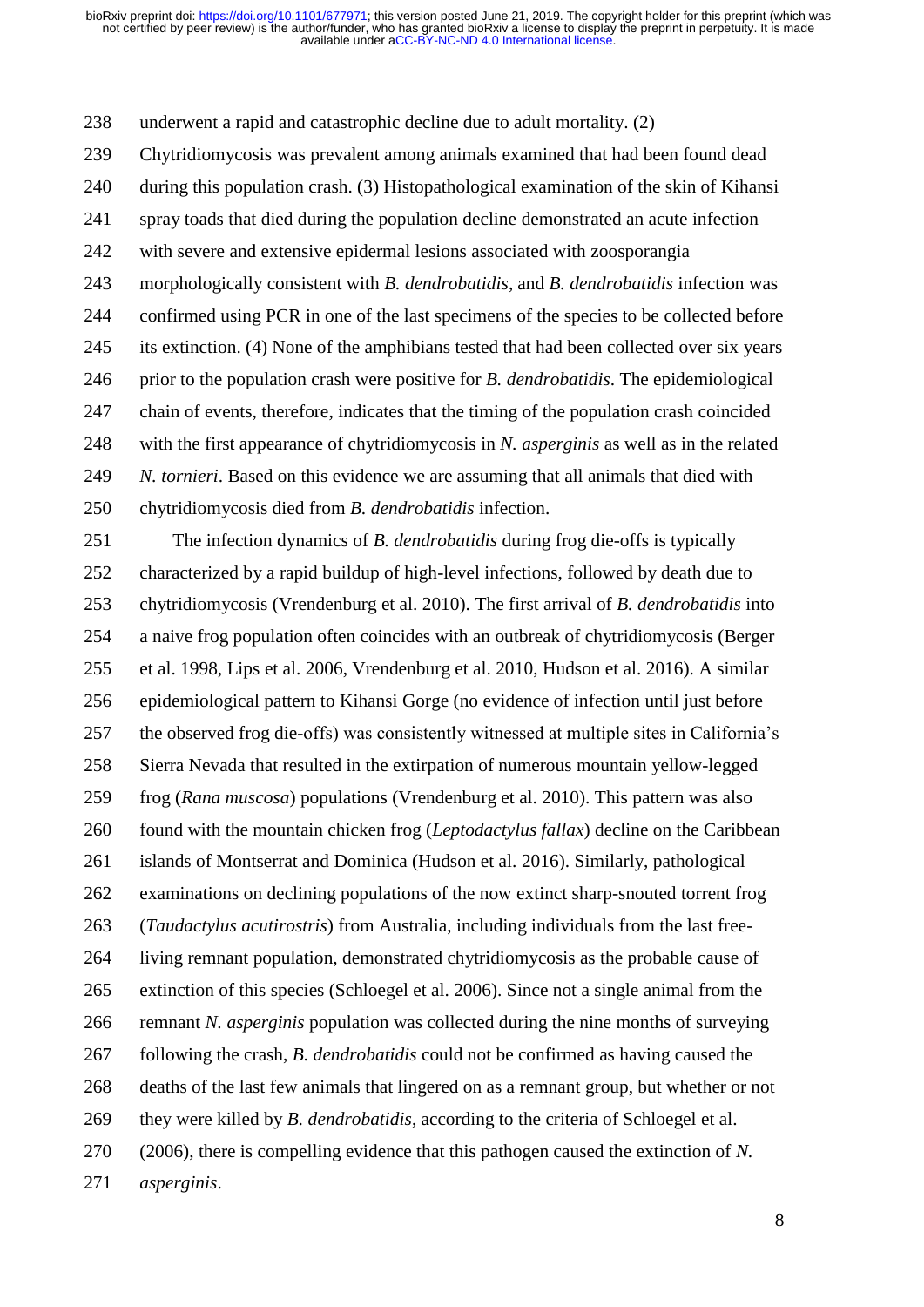underwent a rapid and catastrophic decline due to adult mortality. (2) Chytridiomycosis was prevalent among animals examined that had been found dead during this population crash. (3) Histopathological examination of the skin of Kihansi spray toads that died during the population decline demonstrated an acute infection with severe and extensive epidermal lesions associated with zoosporangia morphologically consistent with *B. dendrobatidis*, and *B. dendrobatidis* infection was confirmed using PCR in one of the last specimens of the species to be collected before its extinction. (4) None of the amphibians tested that had been collected over six years prior to the population crash were positive for *B. dendrobatidis*. The epidemiological chain of events, therefore, indicates that the timing of the population crash coincided with the first appearance of chytridiomycosis in *N. asperginis* as well as in the related *N. tornieri*. Based on this evidence we are assuming that all animals that died with chytridiomycosis died from *B. dendrobatidis* infection.

The infection dynamics of *B. dendrobatidis* during frog die-offs is typically characterized by a rapid buildup of high-level infections, followed by death due to chytridiomycosis (Vrendenburg et al. 2010). The first arrival of *B. dendrobatidis* into a naive frog population often coincides with an outbreak of chytridiomycosis (Berger et al. 1998, Lips et al. 2006, Vrendenburg et al. 2010, Hudson et al. 2016). A similar epidemiological pattern to Kihansi Gorge (no evidence of infection until just before the observed frog die-offs) was consistently witnessed at multiple sites in California's Sierra Nevada that resulted in the extirpation of numerous mountain yellow-legged frog (*Rana muscosa*) populations (Vrendenburg et al. 2010). This pattern was also found with the mountain chicken frog (*Leptodactylus fallax*) decline on the Caribbean islands of Montserrat and Dominica (Hudson et al. 2016). Similarly, pathological examinations on declining populations of the now extinct sharp-snouted torrent frog (*Taudactylus acutirostris*) from Australia, including individuals from the last free-living remnant population, demonstrated chytridiomycosis as the probable cause of extinction of this species (Schloegel et al. 2006). Since not a single animal from the remnant *N. asperginis* population was collected during the nine months of surveying following the crash, *B. dendrobatidis* could not be confirmed as having caused the deaths of the last few animals that lingered on as a remnant group, but whether or not they were killed by *B. dendrobatidis*, according to the criteria of Schloegel et al. (2006), there is compelling evidence that this pathogen caused the extinction of *N. asperginis*.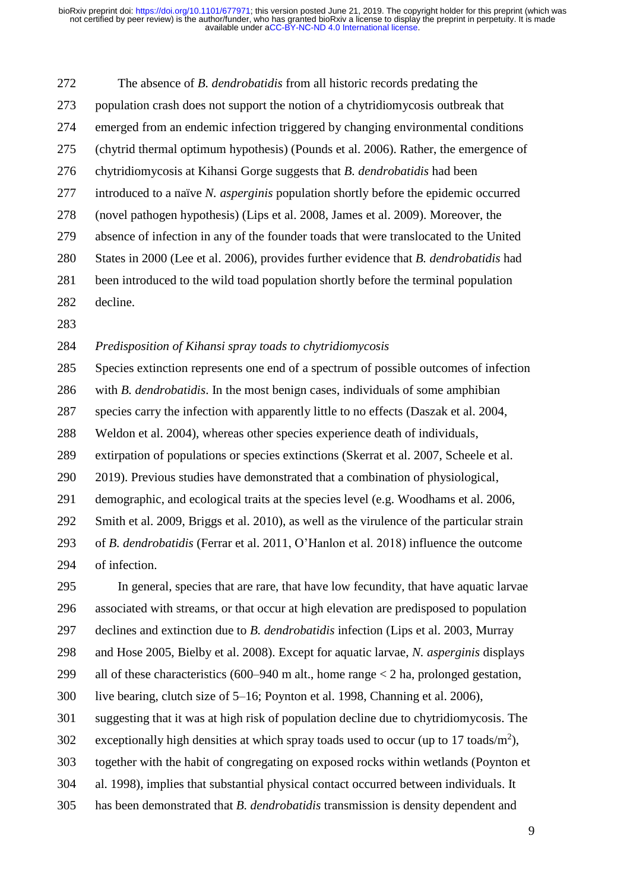The absence of *B. dendrobatidis* from all historic records predating the population crash does not support the notion of a chytridiomycosis outbreak that emerged from an endemic infection triggered by changing environmental conditions (chytrid thermal optimum hypothesis) (Pounds et al. 2006). Rather, the emergence of chytridiomycosis at Kihansi Gorge suggests that *B. dendrobatidis* had been introduced to a naïve *N. asperginis* population shortly before the epidemic occurred (novel pathogen hypothesis) (Lips et al. 2008, James et al. 2009). Moreover, the absence of infection in any of the founder toads that were translocated to the United States in 2000 (Lee et al. 2006), provides further evidence that *B. dendrobatidis* had been introduced to the wild toad population shortly before the terminal population decline.

*Predisposition of Kihansi spray toads to chytridiomycosis*

Species extinction represents one end of a spectrum of possible outcomes of infection with *B. dendrobatidis*. In the most benign cases, individuals of some amphibian species carry the infection with apparently little to no effects (Daszak et al. 2004, Weldon et al. 2004), whereas other species experience death of individuals, extirpation of populations or species extinctions (Skerrat et al. 2007, Scheele et al. 2019). Previous studies have demonstrated that a combination of physiological, demographic, and ecological traits at the species level (e.g. Woodhams et al. 2006, Smith et al. 2009, Briggs et al. 2010), as well as the virulence of the particular strain of *B. dendrobatidis* (Ferrar et al. 2011, O'Hanlon et al. 2018) influence the outcome of infection.

In general, species that are rare, that have low fecundity, that have aquatic larvae associated with streams, or that occur at high elevation are predisposed to population declines and extinction due to *B. dendrobatidis* infection (Lips et al. 2003, Murray and Hose 2005, Bielby et al. 2008). Except for aquatic larvae, *N. asperginis* displays all of these characteristics (600–940 m alt., home range < 2 ha, prolonged gestation, live bearing, clutch size of 5–16; Poynton et al. 1998, Channing et al. 2006), suggesting that it was at high risk of population decline due to chytridiomycosis. The exceptionally high densities at which spray toads used to occur (up to 17 toads/m$^2$), together with the habit of congregating on exposed rocks within wetlands (Poynton et al. 1998), implies that substantial physical contact occurred between individuals. It has been demonstrated that *B. dendrobatidis* transmission is density dependent and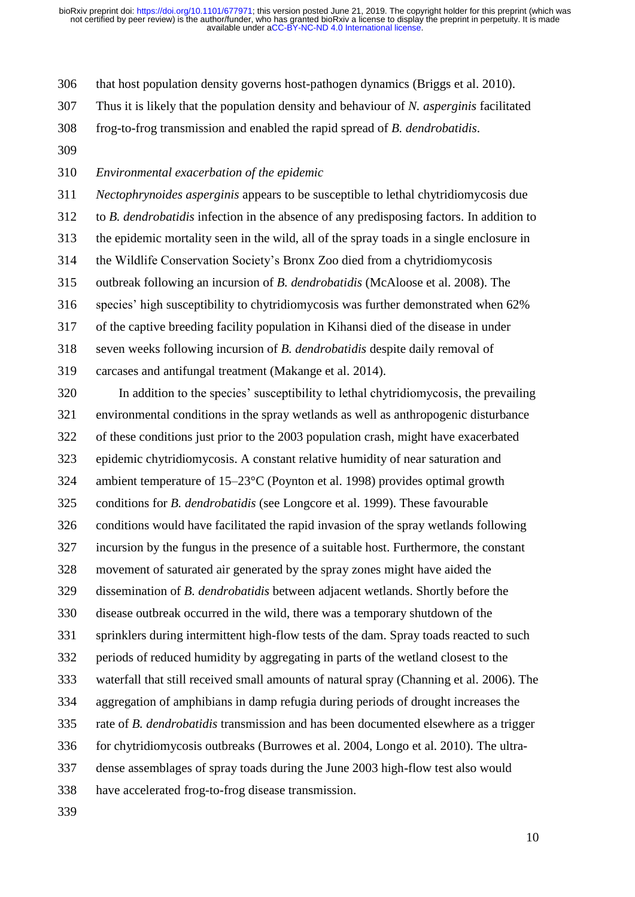that host population density governs host-pathogen dynamics (Briggs et al. 2010). Thus it is likely that the population density and behaviour of *N. asperginis* facilitated frog-to-frog transmission and enabled the rapid spread of *B. dendrobatidis*.

*Environmental exacerbation of the epidemic*

*Nectophrynoides asperginis* appears to be susceptible to lethal chytridiomycosis due to *B. dendrobatidis* infection in the absence of any predisposing factors. In addition to the epidemic mortality seen in the wild, all of the spray toads in a single enclosure in the Wildlife Conservation Society's Bronx Zoo died from a chytridiomycosis outbreak following an incursion of *B. dendrobatidis* (McAloose et al. 2008). The species' high susceptibility to chytridiomycosis was further demonstrated when 62% of the captive breeding facility population in Kihansi died of the disease in under seven weeks following incursion of *B. dendrobatidis* despite daily removal of carcases and antifungal treatment (Makange et al. 2014).

In addition to the species' susceptibility to lethal chytridiomycosis, the prevailing environmental conditions in the spray wetlands as well as anthropogenic disturbance of these conditions just prior to the 2003 population crash, might have exacerbated epidemic chytridiomycosis. A constant relative humidity of near saturation and ambient temperature of 15–23°C (Poynton et al. 1998) provides optimal growth conditions for *B. dendrobatidis* (see Longcore et al. 1999). These favourable conditions would have facilitated the rapid invasion of the spray wetlands following incursion by the fungus in the presence of a suitable host. Furthermore, the constant movement of saturated air generated by the spray zones might have aided the dissemination of *B. dendrobatidis* between adjacent wetlands. Shortly before the disease outbreak occurred in the wild, there was a temporary shutdown of the sprinklers during intermittent high-flow tests of the dam. Spray toads reacted to such periods of reduced humidity by aggregating in parts of the wetland closest to the waterfall that still received small amounts of natural spray (Channing et al. 2006). The aggregation of amphibians in damp refugia during periods of drought increases the rate of *B. dendrobatidis* transmission and has been documented elsewhere as a trigger for chytridiomycosis outbreaks (Burrowes et al. 2004, Longo et al. 2010). The ultra-dense assemblages of spray toads during the June 2003 high-flow test also would have accelerated frog-to-frog disease transmission.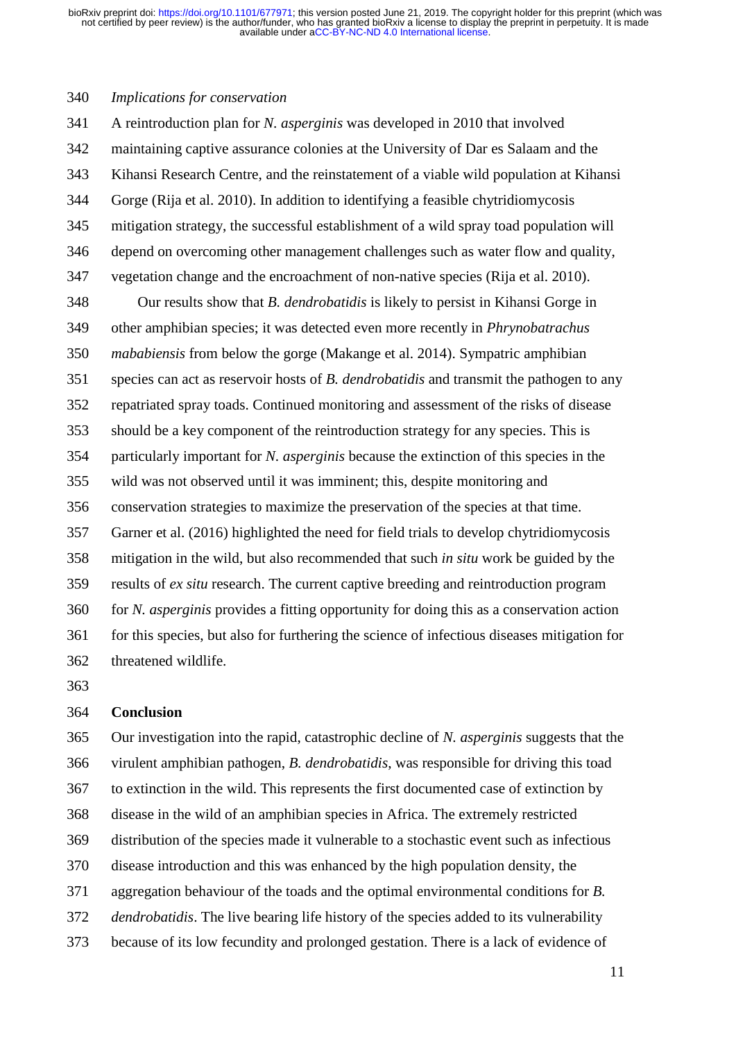*Implications for conservation*

A reintroduction plan for *N. asperginis* was developed in 2010 that involved maintaining captive assurance colonies at the University of Dar es Salaam and the Kihansi Research Centre, and the reinstatement of a viable wild population at Kihansi Gorge (Rija et al. 2010). In addition to identifying a feasible chytridiomycosis mitigation strategy, the successful establishment of a wild spray toad population will depend on overcoming other management challenges such as water flow and quality, vegetation change and the encroachment of non-native species (Rija et al. 2010).

Our results show that *B. dendrobatidis* is likely to persist in Kihansi Gorge in other amphibian species; it was detected even more recently in *Phrynobatrachus mababiensis* from below the gorge (Makange et al. 2014). Sympatric amphibian species can act as reservoir hosts of *B. dendrobatidis* and transmit the pathogen to any repatriated spray toads. Continued monitoring and assessment of the risks of disease should be a key component of the reintroduction strategy for any species. This is particularly important for *N. asperginis* because the extinction of this species in the wild was not observed until it was imminent; this, despite monitoring and conservation strategies to maximize the preservation of the species at that time. Garner et al. (2016) highlighted the need for field trials to develop chytridiomycosis mitigation in the wild, but also recommended that such *in situ* work be guided by the results of *ex situ* research. The current captive breeding and reintroduction program for *N. asperginis* provides a fitting opportunity for doing this as a conservation action for this species, but also for furthering the science of infectious diseases mitigation for threatened wildlife.

## Conclusion

Our investigation into the rapid, catastrophic decline of *N. asperginis* suggests that the virulent amphibian pathogen, *B. dendrobatidis*, was responsible for driving this toad to extinction in the wild. This represents the first documented case of extinction by disease in the wild of an amphibian species in Africa. The extremely restricted distribution of the species made it vulnerable to a stochastic event such as infectious disease introduction and this was enhanced by the high population density, the aggregation behaviour of the toads and the optimal environmental conditions for *B. dendrobatidis*. The live bearing life history of the species added to its vulnerability because of its low fecundity and prolonged gestation. There is a lack of evidence of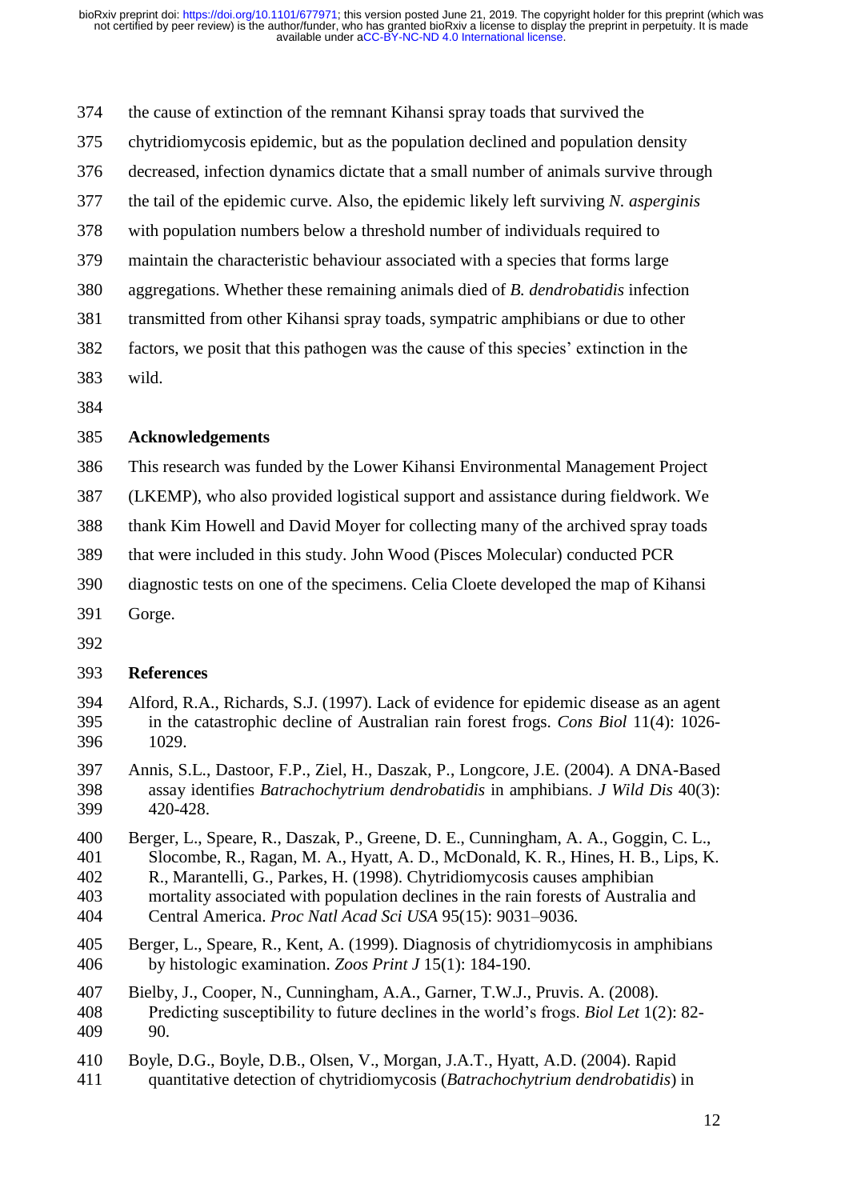the cause of extinction of the remnant Kihansi spray toads that survived the chytridiomycosis epidemic, but as the population declined and population density decreased, infection dynamics dictate that a small number of animals survive through the tail of the epidemic curve. Also, the epidemic likely left surviving *N. asperginis* with population numbers below a threshold number of individuals required to maintain the characteristic behaviour associated with a species that forms large aggregations. Whether these remaining animals died of *B. dendrobatidis* infection transmitted from other Kihansi spray toads, sympatric amphibians or due to other factors, we posit that this pathogen was the cause of this species' extinction in the wild.

## Acknowledgements

This research was funded by the Lower Kihansi Environmental Management Project (LKEMP), who also provided logistical support and assistance during fieldwork. We thank Kim Howell and David Moyer for collecting many of the archived spray toads that were included in this study. John Wood (Pisces Molecular) conducted PCR diagnostic tests on one of the specimens. Celia Cloete developed the map of Kihansi Gorge.

## References

Alford, R.A., Richards, S.J. (1997). Lack of evidence for epidemic disease as an agent in the catastrophic decline of Australian rain forest frogs. *Cons Biol* 11(4): 1026-1029.

Annis, S.L., Dastoor, F.P., Ziel, H., Daszak, P., Longcore, J.E. (2004). A DNA-Based assay identifies *Batrachochytrium dendrobatidis* in amphibians. *J Wild Dis* 40(3): 420-428.

Berger, L., Speare, R., Daszak, P., Greene, D. E., Cunningham, A. A., Goggin, C. L., Slocombe, R., Ragan, M. A., Hyatt, A. D., McDonald, K. R., Hines, H. B., Lips, K. R., Marantelli, G., Parkes, H. (1998). Chytridiomycosis causes amphibian mortality associated with population declines in the rain forests of Australia and Central America. *Proc Natl Acad Sci USA* 95(15): 9031–9036.

Berger, L., Speare, R., Kent, A. (1999). Diagnosis of chytridiomycosis in amphibians by histologic examination. *Zoos Print J* 15(1): 184-190.

Bielby, J., Cooper, N., Cunningham, A.A., Garner, T.W.J., Pruvis. A. (2008). Predicting susceptibility to future declines in the world's frogs. *Biol Let* 1(2): 82-90.

Boyle, D.G., Boyle, D.B., Olsen, V., Morgan, J.A.T., Hyatt, A.D. (2004). Rapid quantitative detection of chytridiomycosis (*Batrachochytrium dendrobatidis*) in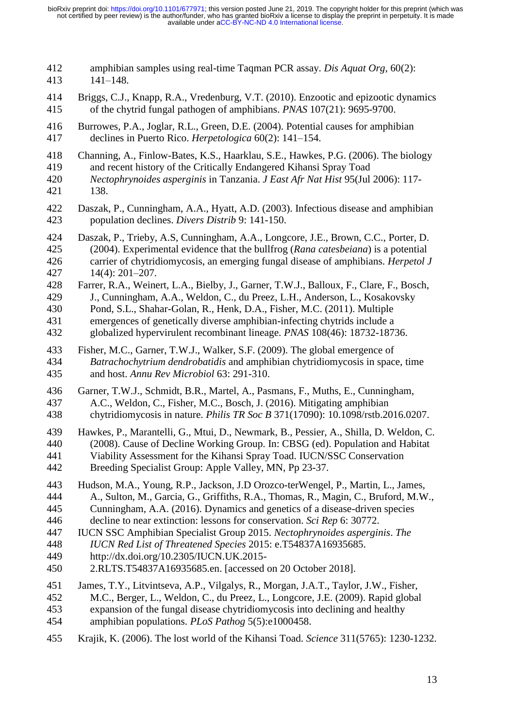amphibian samples using real-time Taqman PCR assay. *Dis Aquat Org*, 60(2): 141–148.

Briggs, C.J., Knapp, R.A., Vredenburg, V.T. (2010). Enzootic and epizootic dynamics of the chytrid fungal pathogen of amphibians. *PNAS* 107(21): 9695-9700.

Burrowes, P.A., Joglar, R.L., Green, D.E. (2004). Potential causes for amphibian declines in Puerto Rico. *Herpetologica* 60(2): 141–154.

Channing, A., Finlow-Bates, K.S., Haarklau, S.E., Hawkes, P.G. (2006). The biology and recent history of the Critically Endangered Kihansi Spray Toad *Nectophrynoides asperginis* in Tanzania. *J East Afr Nat Hist* 95(Jul 2006): 117-138.

Daszak, P., Cunningham, A.A., Hyatt, A.D. (2003). Infectious disease and amphibian population declines. *Divers Distrib* 9: 141-150.

Daszak, P., Trieby, A.S, Cunningham, A.A., Longcore, J.E., Brown, C.C., Porter, D. (2004). Experimental evidence that the bullfrog (*Rana catesbeiana*) is a potential carrier of chytridiomycosis, an emerging fungal disease of amphibians. *Herpetol J* 14(4): 201–207.

Farrer, R.A., Weinert, L.A., Bielby, J., Garner, T.W.J., Balloux, F., Clare, F., Bosch, J., Cunningham, A.A., Weldon, C., du Preez, L.H., Anderson, L., Kosakovsky Pond, S.L., Shahar-Golan, R., Henk, D.A., Fisher, M.C. (2011). Multiple emergences of genetically diverse amphibian-infecting chytrids include a globalized hypervirulent recombinant lineage. *PNAS* 108(46): 18732-18736.

Fisher, M.C., Garner, T.W.J., Walker, S.F. (2009). The global emergence of *Batrachochytrium dendrobatidis* and amphibian chytridiomycosis in space, time and host. *Annu Rev Microbiol* 63: 291-310.

Garner, T.W.J., Schmidt, B.R., Martel, A., Pasmans, F., Muths, E., Cunningham, A.C., Weldon, C., Fisher, M.C., Bosch, J. (2016). Mitigating amphibian chytridiomycosis in nature. *Philis TR Soc B* 371(17090): 10.1098/rstb.2016.0207.

Hawkes, P., Marantelli, G., Mtui, D., Newmark, B., Pessier, A., Shilla, D. Weldon, C. (2008). Cause of Decline Working Group. In: CBSG (ed). Population and Habitat Viability Assessment for the Kihansi Spray Toad. IUCN/SSC Conservation Breeding Specialist Group: Apple Valley, MN, Pp 23-37.

Hudson, M.A., Young, R.P., Jackson, J.D Orozco-terWengel, P., Martin, L., James, A., Sulton, M., Garcia, G., Griffiths, R.A., Thomas, R., Magin, C., Bruford, M.W., Cunningham, A.A. (2016). Dynamics and genetics of a disease-driven species decline to near extinction: lessons for conservation. *Sci Rep* 6: 30772.

IUCN SSC Amphibian Specialist Group 2015. *Nectophrynoides asperginis*. *The IUCN Red List of Threatened Species* 2015: e.T54837A16935685. http://dx.doi.org/10.2305/IUCN.UK.2015-2.RLTS.T54837A16935685.en. [accessed on 20 October 2018].

James, T.Y., Litvintseva, A.P., Vilgalys, R., Morgan, J.A.T., Taylor, J.W., Fisher, M.C., Berger, L., Weldon, C., du Preez, L., Longcore, J.E. (2009). Rapid global expansion of the fungal disease chytridiomycosis into declining and healthy amphibian populations. *PLoS Pathog* 5(5):e1000458.

Krajik, K. (2006). The lost world of the Kihansi Toad. *Science* 311(5765): 1230-1232.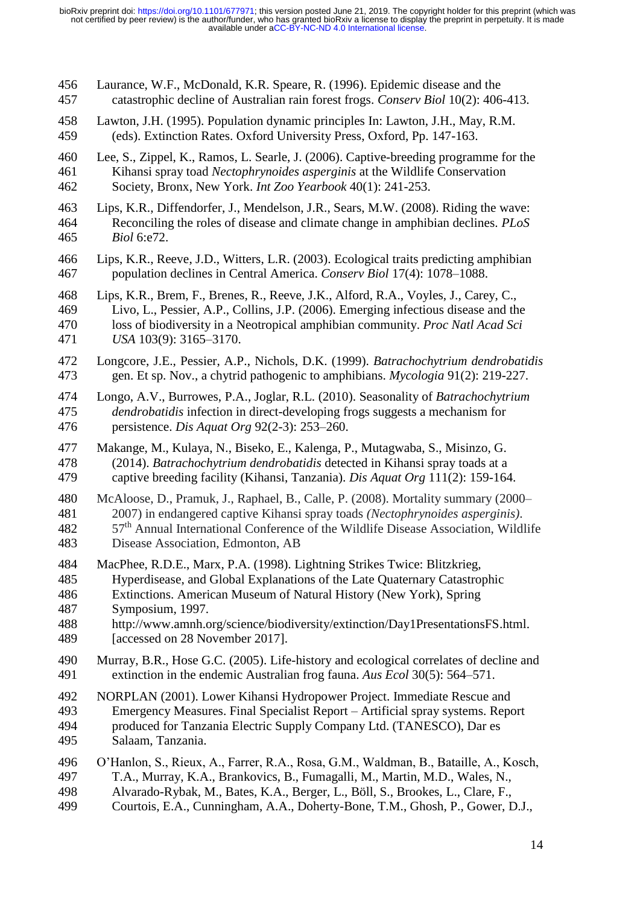Laurance, W.F., McDonald, K.R. Speare, R. (1996). Epidemic disease and the catastrophic decline of Australian rain forest frogs. *Conserv Biol* 10(2): 406-413.

Lawton, J.H. (1995). Population dynamic principles In: Lawton, J.H., May, R.M. (eds). Extinction Rates. Oxford University Press, Oxford, Pp. 147-163.

Lee, S., Zippel, K., Ramos, L. Searle, J. (2006). Captive-breeding programme for the Kihansi spray toad *Nectophrynoides asperginis* at the Wildlife Conservation Society, Bronx, New York. *Int Zoo Yearbook* 40(1): 241-253.

Lips, K.R., Diffendorfer, J., Mendelson, J.R., Sears, M.W. (2008). Riding the wave: Reconciling the roles of disease and climate change in amphibian declines. *PLoS Biol* 6:e72.

Lips, K.R., Reeve, J.D., Witters, L.R. (2003). Ecological traits predicting amphibian population declines in Central America. *Conserv Biol* 17(4): 1078–1088.

Lips, K.R., Brem, F., Brenes, R., Reeve, J.K., Alford, R.A., Voyles, J., Carey, C., Livo, L., Pessier, A.P., Collins, J.P. (2006). Emerging infectious disease and the loss of biodiversity in a Neotropical amphibian community. *Proc Natl Acad Sci USA* 103(9): 3165–3170.

Longcore, J.E., Pessier, A.P., Nichols, D.K. (1999). *Batrachochytrium dendrobatidis* gen. Et sp. Nov., a chytrid pathogenic to amphibians. *Mycologia* 91(2): 219-227.

Longo, A.V., Burrowes, P.A., Joglar, R.L. (2010). Seasonality of *Batrachochytrium dendrobatidis* infection in direct-developing frogs suggests a mechanism for persistence. *Dis Aquat Org* 92(2-3): 253–260.

Makange, M., Kulaya, N., Biseko, E., Kalenga, P., Mutagwaba, S., Misinzo, G. (2014). *Batrachochytrium dendrobatidis* detected in Kihansi spray toads at a captive breeding facility (Kihansi, Tanzania). *Dis Aquat Org* 111(2): 159-164.

McAloose, D., Pramuk, J., Raphael, B., Calle, P. (2008). Mortality summary (2000–2007) in endangered captive Kihansi spray toads *(Nectophrynoides asperginis)*. 57th Annual International Conference of the Wildlife Disease Association, Wildlife Disease Association, Edmonton, AB

MacPhee, R.D.E., Marx, P.A. (1998). Lightning Strikes Twice: Blitzkrieg, Hyperdisease, and Global Explanations of the Late Quaternary Catastrophic Extinctions. American Museum of Natural History (New York), Spring Symposium, 1997. http://www.amnh.org/science/biodiversity/extinction/Day1PresentationsFS.html. [accessed on 28 November 2017].

Murray, B.R., Hose G.C. (2005). Life-history and ecological correlates of decline and extinction in the endemic Australian frog fauna. *Aus Ecol* 30(5): 564–571.

NORPLAN (2001). Lower Kihansi Hydropower Project. Immediate Rescue and Emergency Measures. Final Specialist Report – Artificial spray systems. Report produced for Tanzania Electric Supply Company Ltd. (TANESCO), Dar es Salaam, Tanzania.

O'Hanlon, S., Rieux, A., Farrer, R.A., Rosa, G.M., Waldman, B., Bataille, A., Kosch, T.A., Murray, K.A., Brankovics, B., Fumagalli, M., Martin, M.D., Wales, N., Alvarado-Rybak, M., Bates, K.A., Berger, L., Böll, S., Brookes, L., Clare, F., Courtois, E.A., Cunningham, A.A., Doherty-Bone, T.M., Ghosh, P., Gower, D.J.,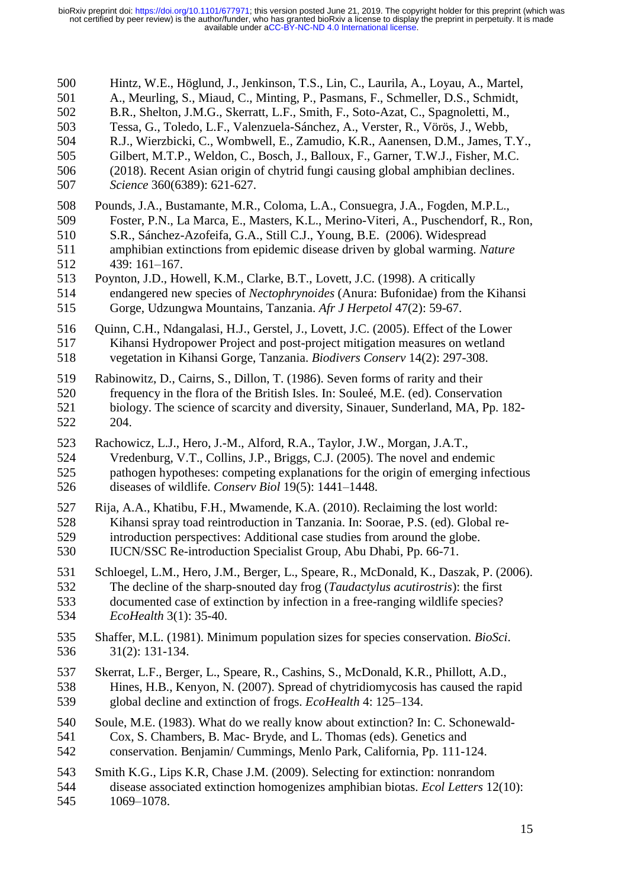Hintz, W.E., Höglund, J., Jenkinson, T.S., Lin, C., Laurila, A., Loyau, A., Martel, A., Meurling, S., Miaud, C., Minting, P., Pasmans, F., Schmeller, D.S., Schmidt, B.R., Shelton, J.M.G., Skerratt, L.F., Smith, F., Soto-Azat, C., Spagnoletti, M., Tessa, G., Toledo, L.F., Valenzuela-Sánchez, A., Verster, R., Vörös, J., Webb, R.J., Wierzbicki, C., Wombwell, E., Zamudio, K.R., Aanensen, D.M., James, T.Y., Gilbert, M.T.P., Weldon, C., Bosch, J., Balloux, F., Garner, T.W.J., Fisher, M.C. (2018). Recent Asian origin of chytrid fungi causing global amphibian declines. *Science* 360(6389): 621-627.

Pounds, J.A., Bustamante, M.R., Coloma, L.A., Consuegra, J.A., Fogden, M.P.L., Foster, P.N., La Marca, E., Masters, K.L., Merino-Viteri, A., Puschendorf, R., Ron, S.R., Sánchez-Azofeifa, G.A., Still C.J., Young, B.E. (2006). Widespread amphibian extinctions from epidemic disease driven by global warming. *Nature* 439: 161–167.

Poynton, J.D., Howell, K.M., Clarke, B.T., Lovett, J.C. (1998). A critically endangered new species of *Nectophrynoides* (Anura: Bufonidae) from the Kihansi Gorge, Udzungwa Mountains, Tanzania. *Afr J Herpetol* 47(2): 59-67.

Quinn, C.H., Ndangalasi, H.J., Gerstel, J., Lovett, J.C. (2005). Effect of the Lower Kihansi Hydropower Project and post-project mitigation measures on wetland vegetation in Kihansi Gorge, Tanzania. *Biodivers Conserv* 14(2): 297-308.

Rabinowitz, D., Cairns, S., Dillon, T. (1986). Seven forms of rarity and their frequency in the flora of the British Isles. In: Souleé, M.E. (ed). Conservation biology. The science of scarcity and diversity, Sinauer, Sunderland, MA, Pp. 182-204.

Rachowicz, L.J., Hero, J.-M., Alford, R.A., Taylor, J.W., Morgan, J.A.T., Vredenburg, V.T., Collins, J.P., Briggs, C.J. (2005). The novel and endemic pathogen hypotheses: competing explanations for the origin of emerging infectious diseases of wildlife. *Conserv Biol* 19(5): 1441–1448.

Rija, A.A., Khatibu, F.H., Mwamende, K.A. (2010). Reclaiming the lost world: Kihansi spray toad reintroduction in Tanzania. In: Soorae, P.S. (ed). Global re-introduction perspectives: Additional case studies from around the globe. IUCN/SSC Re-introduction Specialist Group, Abu Dhabi, Pp. 66-71.

Schloegel, L.M., Hero, J.M., Berger, L., Speare, R., McDonald, K., Daszak, P. (2006). The decline of the sharp-snouted day frog (*Taudactylus acutirostris*): the first documented case of extinction by infection in a free-ranging wildlife species? *EcoHealth* 3(1): 35-40.

Shaffer, M.L. (1981). Minimum population sizes for species conservation. *BioSci*. 31(2): 131-134.

Skerrat, L.F., Berger, L., Speare, R., Cashins, S., McDonald, K.R., Phillott, A.D., Hines, H.B., Kenyon, N. (2007). Spread of chytridiomycosis has caused the rapid global decline and extinction of frogs. *EcoHealth* 4: 125–134.

Soule, M.E. (1983). What do we really know about extinction? In: C. Schonewald-Cox, S. Chambers, B. Mac- Bryde, and L. Thomas (eds). Genetics and conservation. Benjamin/ Cummings, Menlo Park, California, Pp. 111-124.

Smith K.G., Lips K.R, Chase J.M. (2009). Selecting for extinction: nonrandom disease associated extinction homogenizes amphibian biotas. *Ecol Letters* 12(10): 1069–1078.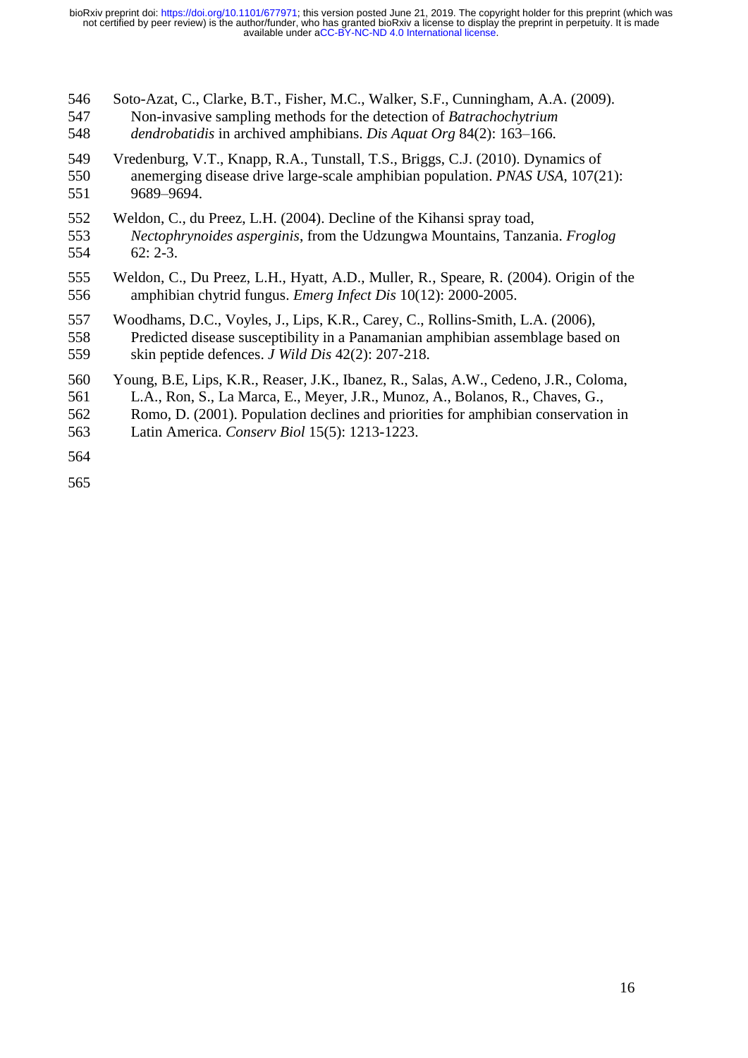Soto-Azat, C., Clarke, B.T., Fisher, M.C., Walker, S.F., Cunningham, A.A. (2009). Non-invasive sampling methods for the detection of *Batrachochytrium dendrobatidis* in archived amphibians. *Dis Aquat Org* 84(2): 163–166.

Vredenburg, V.T., Knapp, R.A., Tunstall, T.S., Briggs, C.J. (2010). Dynamics of anemerging disease drive large-scale amphibian population. *PNAS USA*, 107(21): 9689–9694.

Weldon, C., du Preez, L.H. (2004). Decline of the Kihansi spray toad, *Nectophrynoides asperginis*, from the Udzungwa Mountains, Tanzania. *Froglog* 62: 2-3.

Weldon, C., Du Preez, L.H., Hyatt, A.D., Muller, R., Speare, R. (2004). Origin of the amphibian chytrid fungus. *Emerg Infect Dis* 10(12): 2000-2005.

Woodhams, D.C., Voyles, J., Lips, K.R., Carey, C., Rollins-Smith, L.A. (2006), Predicted disease susceptibility in a Panamanian amphibian assemblage based on skin peptide defences. *J Wild Dis* 42(2): 207-218.

Young, B.E, Lips, K.R., Reaser, J.K., Ibanez, R., Salas, A.W., Cedeno, J.R., Coloma, L.A., Ron, S., La Marca, E., Meyer, J.R., Munoz, A., Bolanos, R., Chaves, G., Romo, D. (2001). Population declines and priorities for amphibian conservation in Latin America. *Conserv Biol* 15(5): 1213-1223.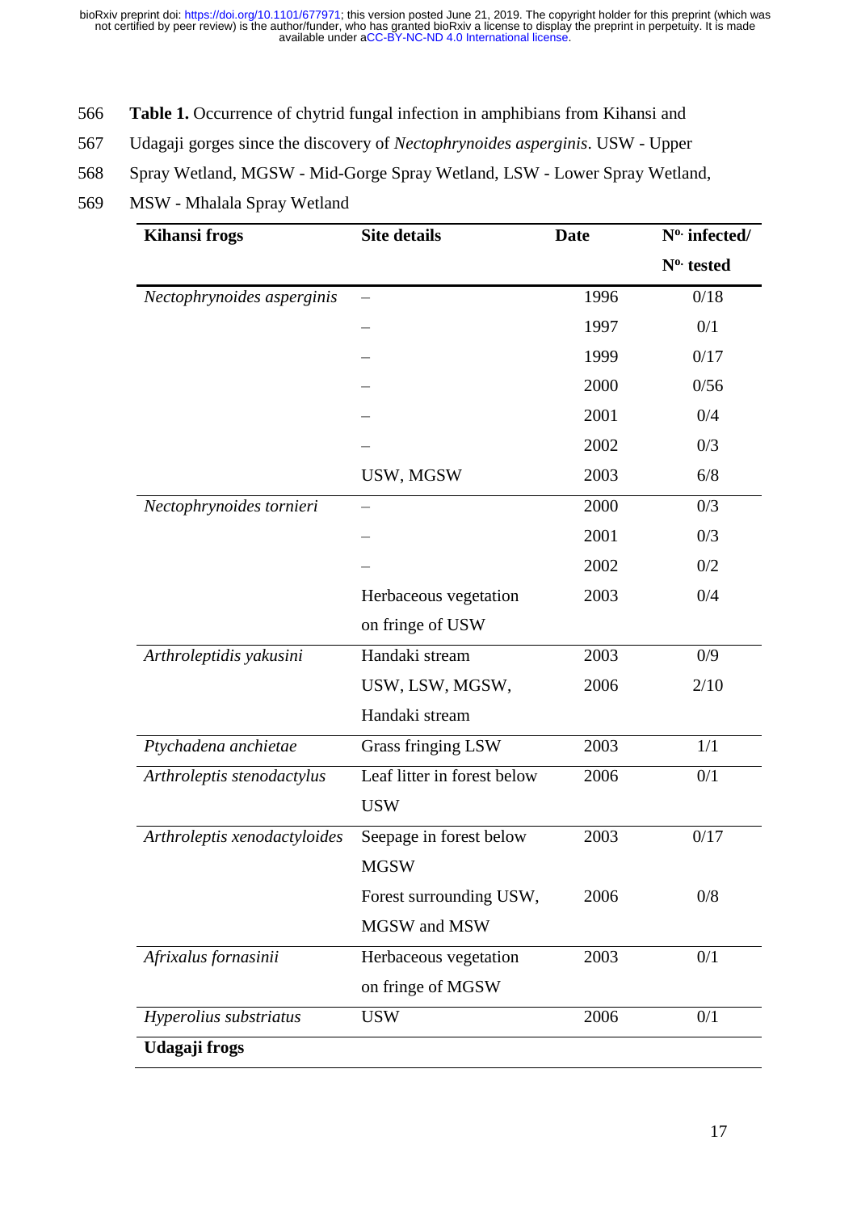**Table 1.** Occurrence of chytrid fungal infection in amphibians from Kihansi and Udagaji gorges since the discovery of *Nectophrynoides asperginis*. USW - Upper Spray Wetland, MGSW - Mid-Gorge Spray Wetland, LSW - Lower Spray Wetland, MSW - Mhalala Spray Wetland

| Kihansi frogs | Site details | Date | Nº. infected/ Nº. tested |
|---|---|---|---|
| *Nectophrynoides asperginis* | – | 1996 | 0/18 |
| | – | 1997 | 0/1 |
| | – | 1999 | 0/17 |
| | – | 2000 | 0/56 |
| | – | 2001 | 0/4 |
| | – | 2002 | 0/3 |
| | USW, MGSW | 2003 | 6/8 |
| *Nectophrynoides tornieri* | – | 2000 | 0/3 |
| | – | 2001 | 0/3 |
| | – | 2002 | 0/2 |
| | Herbaceous vegetation on fringe of USW | 2003 | 0/4 |
| *Arthroleptidis yakusini* | Handaki stream | 2003 | 0/9 |
| | USW, LSW, MGSW, Handaki stream | 2006 | 2/10 |
| *Ptychadena anchietae* | Grass fringing LSW | 2003 | 1/1 |
| *Arthroleptis stenodactylus* | Leaf litter in forest below USW | 2006 | 0/1 |
| *Arthroleptis xenodactyloides* | Seepage in forest below MGSW | 2003 | 0/17 |
| | Forest surrounding USW, MGSW and MSW | 2006 | 0/8 |
| *Afrixalus fornasinii* | Herbaceous vegetation on fringe of MGSW | 2003 | 0/1 |
| *Hyperolius substriatus* | USW | 2006 | 0/1 |
| **Udagaji frogs** | | | |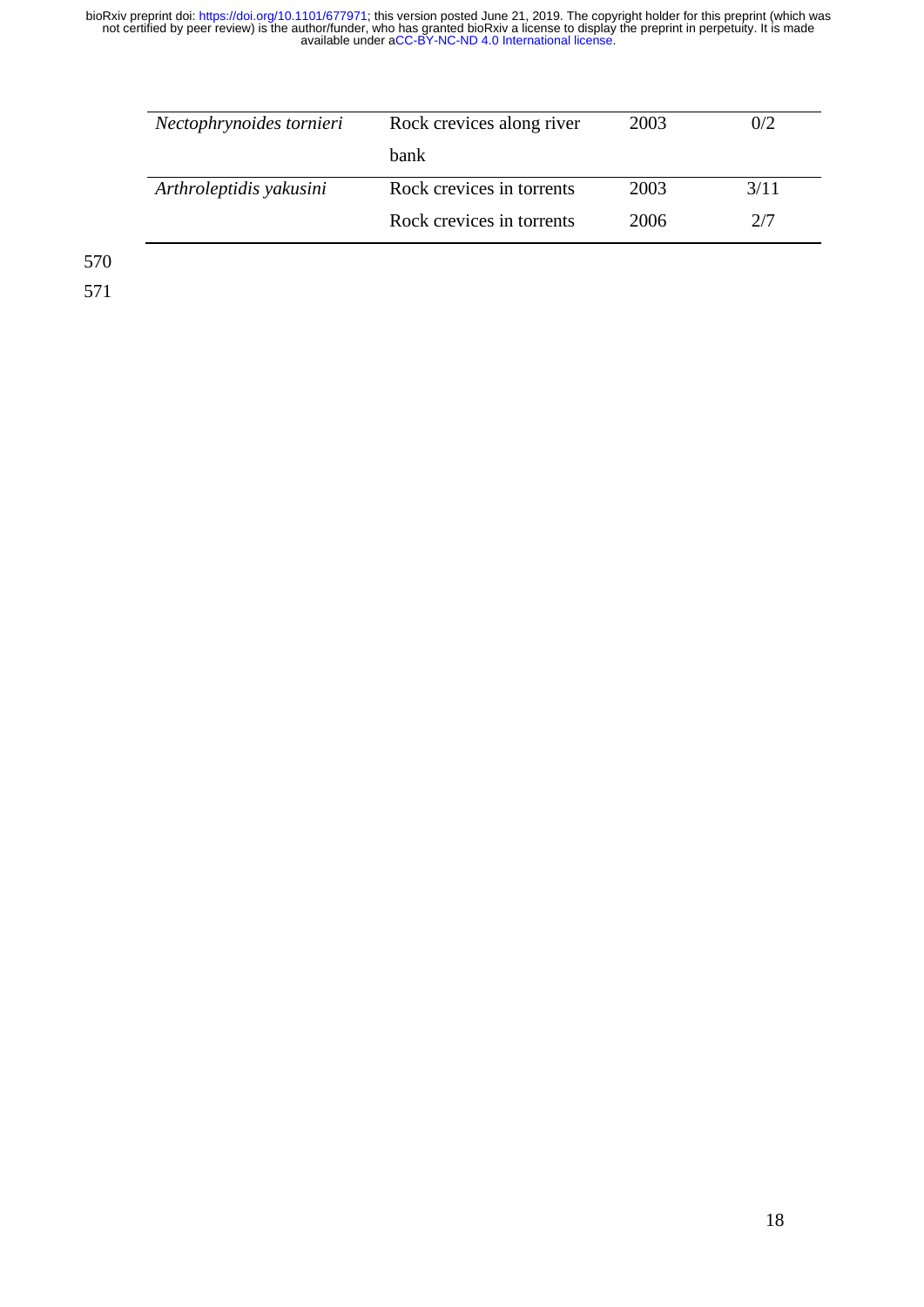| | | | |
|---|---|---|---|
| *Nectophrynoides tornieri* | Rock crevices along river bank | 2003 | 0/2 |
| *Arthroleptidis yakusini* | Rock crevices in torrents | 2003 | 3/11 |
| | Rock crevices in torrents | 2006 | 2/7 |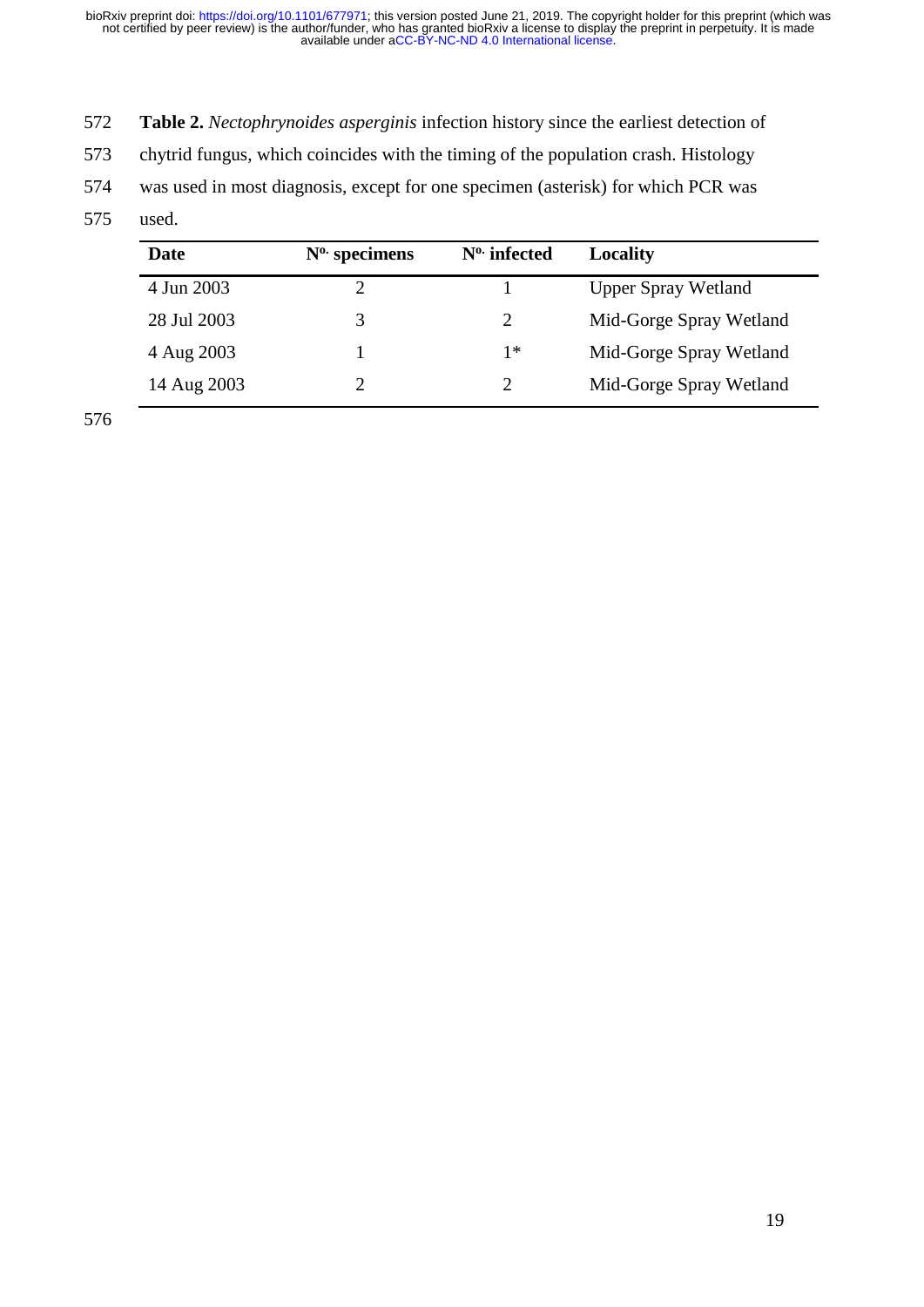**Table 2.** *Nectophrynoides asperginis* infection history since the earliest detection of chytrid fungus, which coincides with the timing of the population crash. Histology was used in most diagnosis, except for one specimen (asterisk) for which PCR was used.

| Date | N°. specimens | N°. infected | Locality |
|---|---|---|---|
| 4 Jun 2003 | 2 | 1 | Upper Spray Wetland |
| 28 Jul 2003 | 3 | 2 | Mid-Gorge Spray Wetland |
| 4 Aug 2003 | 1 | 1* | Mid-Gorge Spray Wetland |
| 14 Aug 2003 | 2 | 2 | Mid-Gorge Spray Wetland |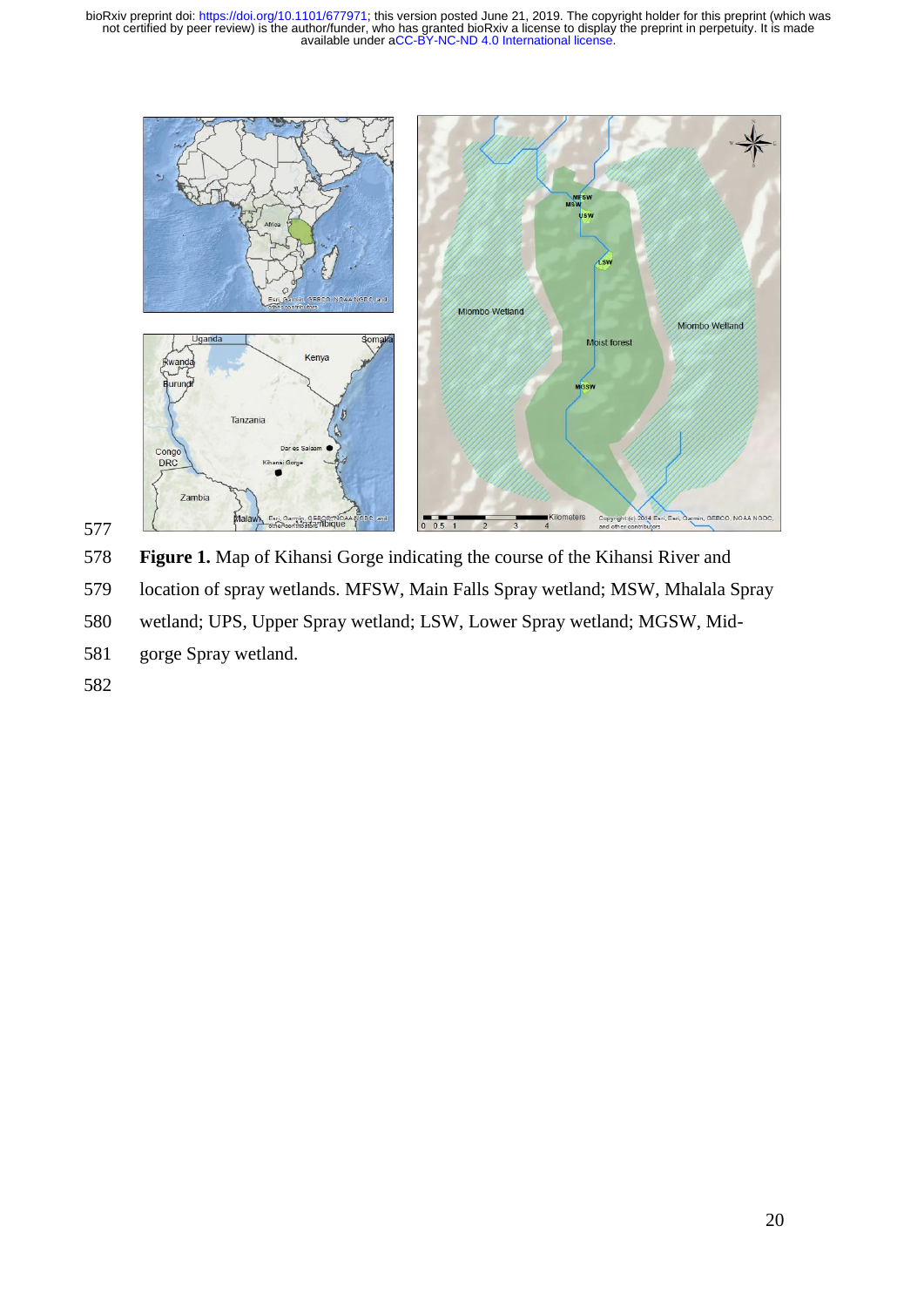**Figure 1.** Map of Kihansi Gorge indicating the course of the Kihansi River and location of spray wetlands. MFSW, Main Falls Spray wetland; MSW, Mhalala Spray wetland; UPS, Upper Spray wetland; LSW, Lower Spray wetland; MGSW, Mid-gorge Spray wetland.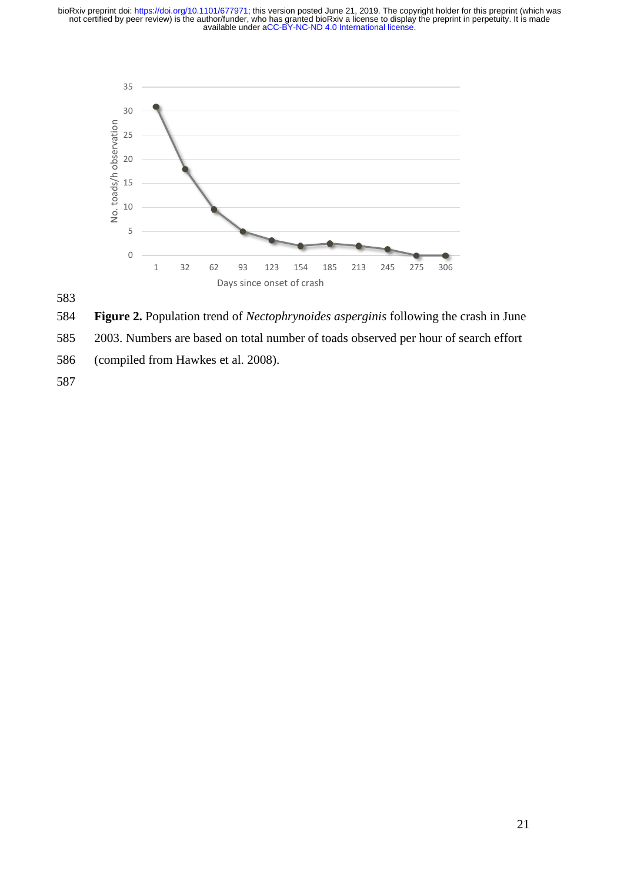**Figure 2.** Population trend of *Nectophrynoides asperginis* following the crash in June 2003. Numbers are based on total number of toads observed per hour of search effort (compiled from Hawkes et al. 2008).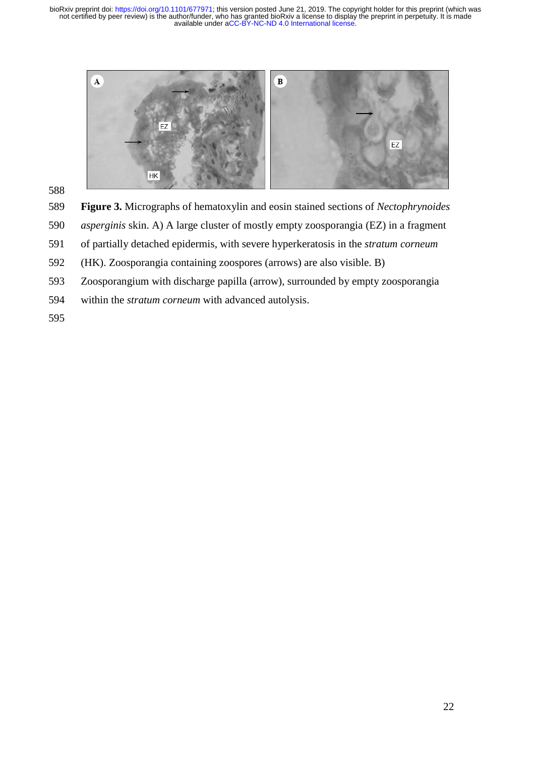**Figure 3.** Micrographs of hematoxylin and eosin stained sections of *Nectophrynoides asperginis* skin. A) A large cluster of mostly empty zoosporangia (EZ) in a fragment of partially detached epidermis, with severe hyperkeratosis in the *stratum corneum* (HK). Zoosporangia containing zoospores (arrows) are also visible. B) Zoosporangium with discharge papilla (arrow), surrounded by empty zoosporangia within the *stratum corneum* with advanced autolysis.